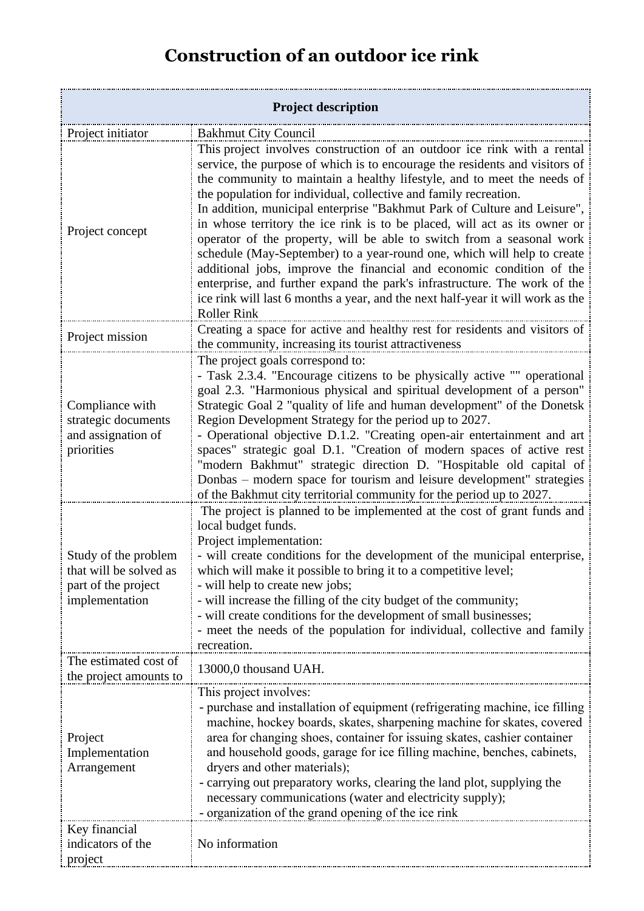# Construction of an outdoor ice rink

| Project description | |
|---|---|
| Project initiator | Bakhmut City Council |
| Project concept | This project involves construction of an outdoor ice rink with a rental service, the purpose of which is to encourage the residents and visitors of the community to maintain a healthy lifestyle, and to meet the needs of the population for individual, collective and family recreation.<br>In addition, municipal enterprise "Bakhmut Park of Culture and Leisure", in whose territory the ice rink is to be placed, will act as its owner or operator of the property, will be able to switch from a seasonal work schedule (May-September) to a year-round one, which will help to create additional jobs, improve the financial and economic condition of the enterprise, and further expand the park's infrastructure. The work of the ice rink will last 6 months a year, and the next half-year it will work as the Roller Rink |
| Project mission | Creating a space for active and healthy rest for residents and visitors of the community, increasing its tourist attractiveness |
| Compliance with strategic documents and assignation of priorities | The project goals correspond to:<br>- Task 2.3.4. "Encourage citizens to be physically active "" operational goal 2.3. "Harmonious physical and spiritual development of a person" Strategic Goal 2 "quality of life and human development" of the Donetsk Region Development Strategy for the period up to 2027.<br>- Operational objective D.1.2. "Creating open-air entertainment and art spaces" strategic goal D.1. "Creation of modern spaces of active rest "modern Bakhmut" strategic direction D. "Hospitable old capital of Donbas – modern space for tourism and leisure development" strategies of the Bakhmut city territorial community for the period up to 2027. |
| Study of the problem that will be solved as part of the project implementation | The project is planned to be implemented at the cost of grant funds and local budget funds.<br>Project implementation:<br>- will create conditions for the development of the municipal enterprise, which will make it possible to bring it to a competitive level;<br>- will help to create new jobs;<br>- will increase the filling of the city budget of the community;<br>- will create conditions for the development of small businesses;<br>- meet the needs of the population for individual, collective and family recreation. |
| The estimated cost of the project amounts to | 13000,0 thousand UAH. |
| Project Implementation Arrangement | This project involves:<br>- purchase and installation of equipment (refrigerating machine, ice filling machine, hockey boards, skates, sharpening machine for skates, covered area for changing shoes, container for issuing skates, cashier container and household goods, garage for ice filling machine, benches, cabinets, dryers and other materials);<br>- carrying out preparatory works, clearing the land plot, supplying the necessary communications (water and electricity supply);<br>- organization of the grand opening of the ice rink |
| Key financial indicators of the project | No information |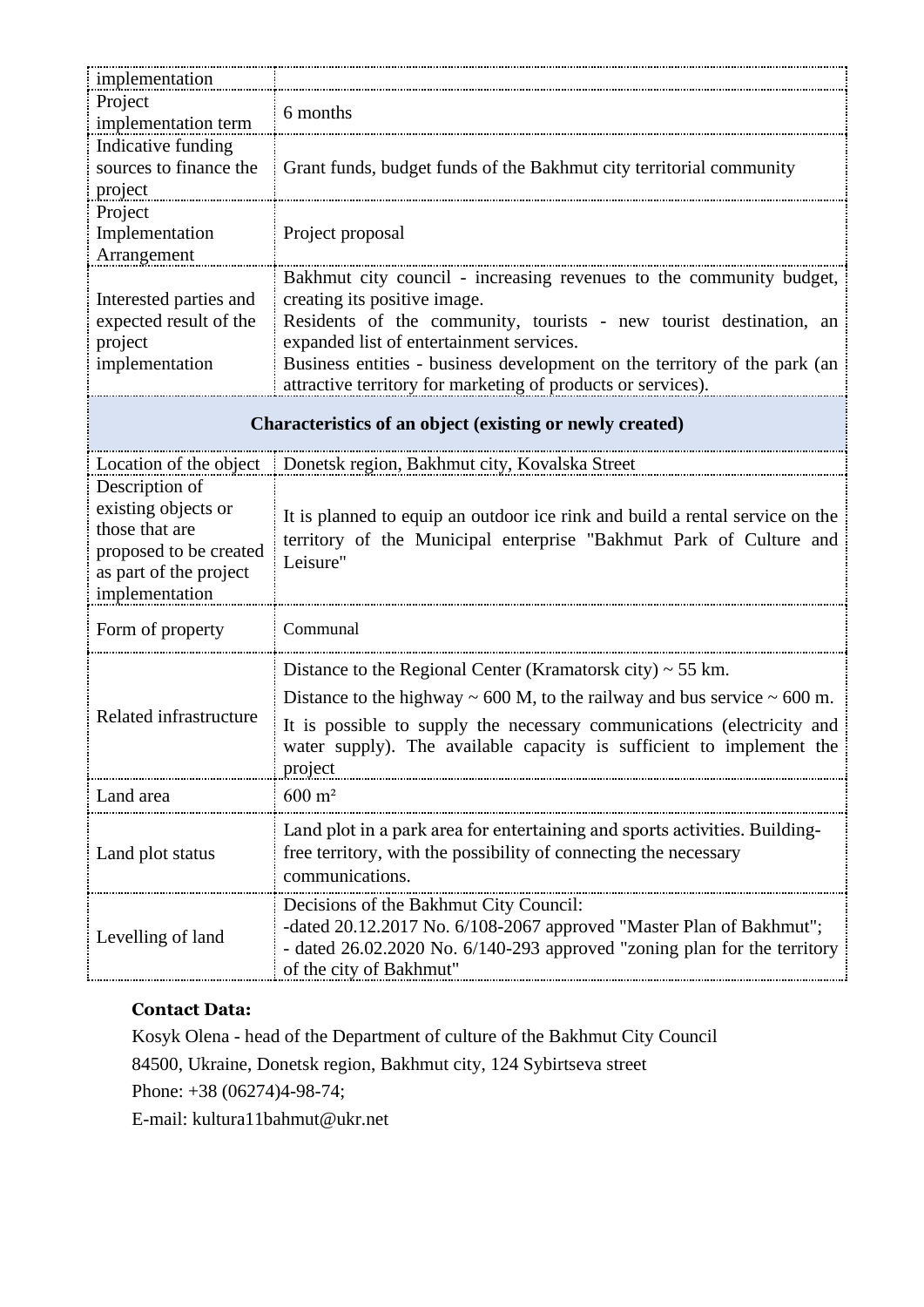| | |
|---|---|
| implementation | |
| Project implementation term | 6 months |
| Indicative funding sources to finance the project | Grant funds, budget funds of the Bakhmut city territorial community |
| Project Implementation Arrangement | Project proposal |
| Interested parties and expected result of the project implementation | Bakhmut city council - increasing revenues to the community budget, creating its positive image.<br>Residents of the community, tourists - new tourist destination, an expanded list of entertainment services.<br>Business entities - business development on the territory of the park (an attractive territory for marketing of products or services). |
| **Characteristics of an object (existing or newly created)** | |
| Location of the object | Donetsk region, Bakhmut city, Kovalska Street |
| Description of existing objects or those that are proposed to be created as part of the project implementation | It is planned to equip an outdoor ice rink and build a rental service on the territory of the Municipal enterprise "Bakhmut Park of Culture and Leisure" |
| Form of property | Communal |
| Related infrastructure | Distance to the Regional Center (Kramatorsk city) ~ 55 km.<br>Distance to the highway ~ 600 M, to the railway and bus service ~ 600 m.<br>It is possible to supply the necessary communications (electricity and water supply). The available capacity is sufficient to implement the project |
| Land area | 600 m² |
| Land plot status | Land plot in a park area for entertaining and sports activities. Building-free territory, with the possibility of connecting the necessary communications. |
| Levelling of land | Decisions of the Bakhmut City Council:<br>-dated 20.12.2017 No. 6/108-2067 approved "Master Plan of Bakhmut";<br>- dated 26.02.2020 No. 6/140-293 approved "zoning plan for the territory of the city of Bakhmut" |

**Contact Data:**

Kosyk Olena - head of the Department of culture of the Bakhmut City Council

84500, Ukraine, Donetsk region, Bakhmut city, 124 Sybirtseva street

Phone: +38 (06274)4-98-74;

E-mail: kultura11bahmut@ukr.net